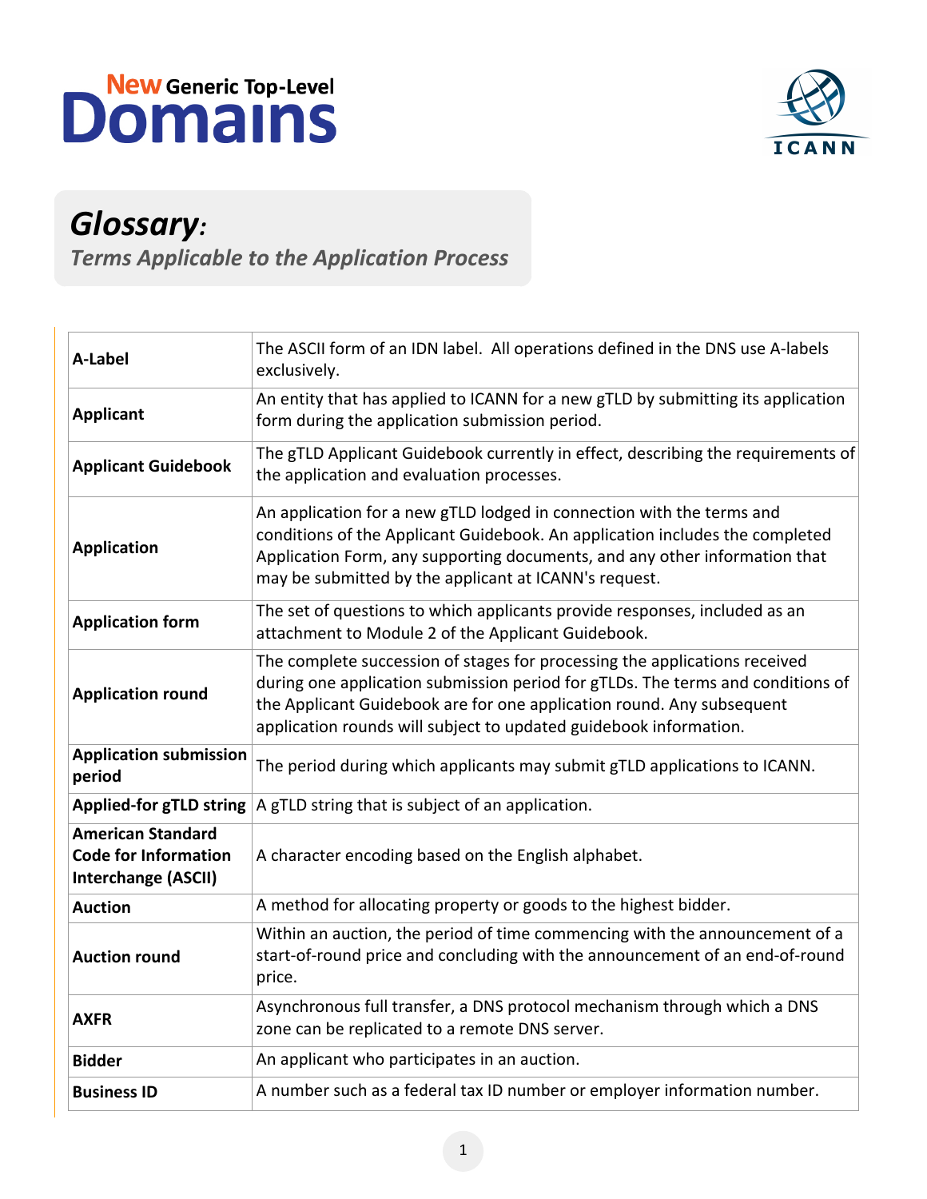New Generic Top-Level Domains

ICANN

# Glossary:

## *Terms Applicable to the Application Process*

| Term | Definition |
|---|---|
| **A-Label** | The ASCII form of an IDN label.  All operations defined in the DNS use A-labels exclusively. |
| **Applicant** | An entity that has applied to ICANN for a new gTLD by submitting its application form during the application submission period. |
| **Applicant Guidebook** | The gTLD Applicant Guidebook currently in effect, describing the requirements of the application and evaluation processes. |
| **Application** | An application for a new gTLD lodged in connection with the terms and conditions of the Applicant Guidebook. An application includes the completed Application Form, any supporting documents, and any other information that may be submitted by the applicant at ICANN's request. |
| **Application form** | The set of questions to which applicants provide responses, included as an attachment to Module 2 of the Applicant Guidebook. |
| **Application round** | The complete succession of stages for processing the applications received during one application submission period for gTLDs. The terms and conditions of the Applicant Guidebook are for one application round. Any subsequent application rounds will subject to updated guidebook information. |
| **Application submission period** | The period during which applicants may submit gTLD applications to ICANN. |
| **Applied-for gTLD string** | A gTLD string that is subject of an application. |
| **American Standard Code for Information Interchange (ASCII)** | A character encoding based on the English alphabet. |
| **Auction** | A method for allocating property or goods to the highest bidder. |
| **Auction round** | Within an auction, the period of time commencing with the announcement of a start-of-round price and concluding with the announcement of an end-of-round price. |
| **AXFR** | Asynchronous full transfer, a DNS protocol mechanism through which a DNS zone can be replicated to a remote DNS server. |
| **Bidder** | An applicant who participates in an auction. |
| **Business ID** | A number such as a federal tax ID number or employer information number. |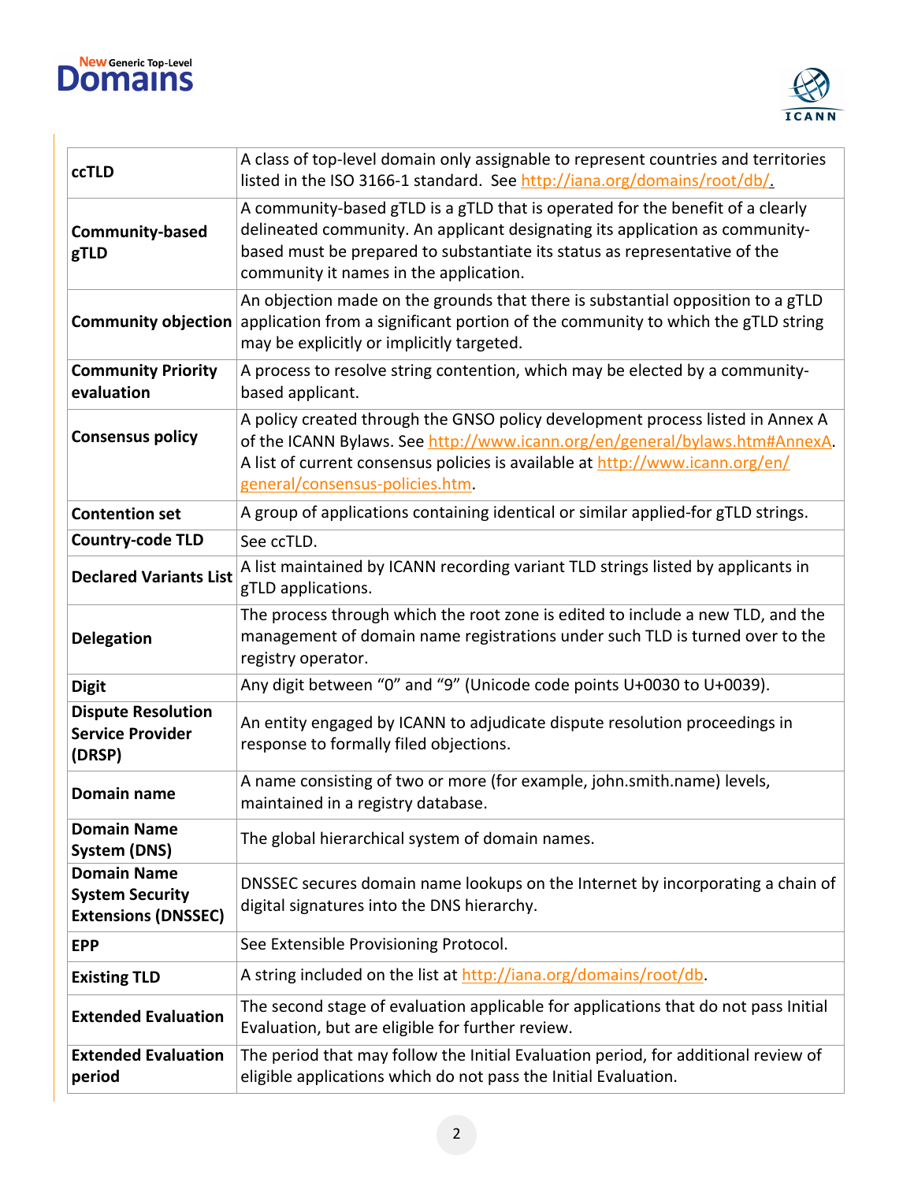| | |
|---|---|
| **ccTLD** | A class of top-level domain only assignable to represent countries and territories listed in the ISO 3166-1 standard. See http://iana.org/domains/root/db/. |
| **Community-based gTLD** | A community-based gTLD is a gTLD that is operated for the benefit of a clearly delineated community. An applicant designating its application as community-based must be prepared to substantiate its status as representative of the community it names in the application. |
| **Community objection** | An objection made on the grounds that there is substantial opposition to a gTLD application from a significant portion of the community to which the gTLD string may be explicitly or implicitly targeted. |
| **Community Priority evaluation** | A process to resolve string contention, which may be elected by a community-based applicant. |
| **Consensus policy** | A policy created through the GNSO policy development process listed in Annex A of the ICANN Bylaws. See http://www.icann.org/en/general/bylaws.htm#AnnexA. A list of current consensus policies is available at http://www.icann.org/en/general/consensus-policies.htm. |
| **Contention set** | A group of applications containing identical or similar applied-for gTLD strings. |
| **Country-code TLD** | See ccTLD. |
| **Declared Variants List** | A list maintained by ICANN recording variant TLD strings listed by applicants in gTLD applications. |
| **Delegation** | The process through which the root zone is edited to include a new TLD, and the management of domain name registrations under such TLD is turned over to the registry operator. |
| **Digit** | Any digit between “0” and “9” (Unicode code points U+0030 to U+0039). |
| **Dispute Resolution Service Provider (DRSP)** | An entity engaged by ICANN to adjudicate dispute resolution proceedings in response to formally filed objections. |
| **Domain name** | A name consisting of two or more (for example, john.smith.name) levels, maintained in a registry database. |
| **Domain Name System (DNS)** | The global hierarchical system of domain names. |
| **Domain Name System Security Extensions (DNSSEC)** | DNSSEC secures domain name lookups on the Internet by incorporating a chain of digital signatures into the DNS hierarchy. |
| **EPP** | See Extensible Provisioning Protocol. |
| **Existing TLD** | A string included on the list at http://iana.org/domains/root/db. |
| **Extended Evaluation** | The second stage of evaluation applicable for applications that do not pass Initial Evaluation, but are eligible for further review. |
| **Extended Evaluation period** | The period that may follow the Initial Evaluation period, for additional review of eligible applications which do not pass the Initial Evaluation. |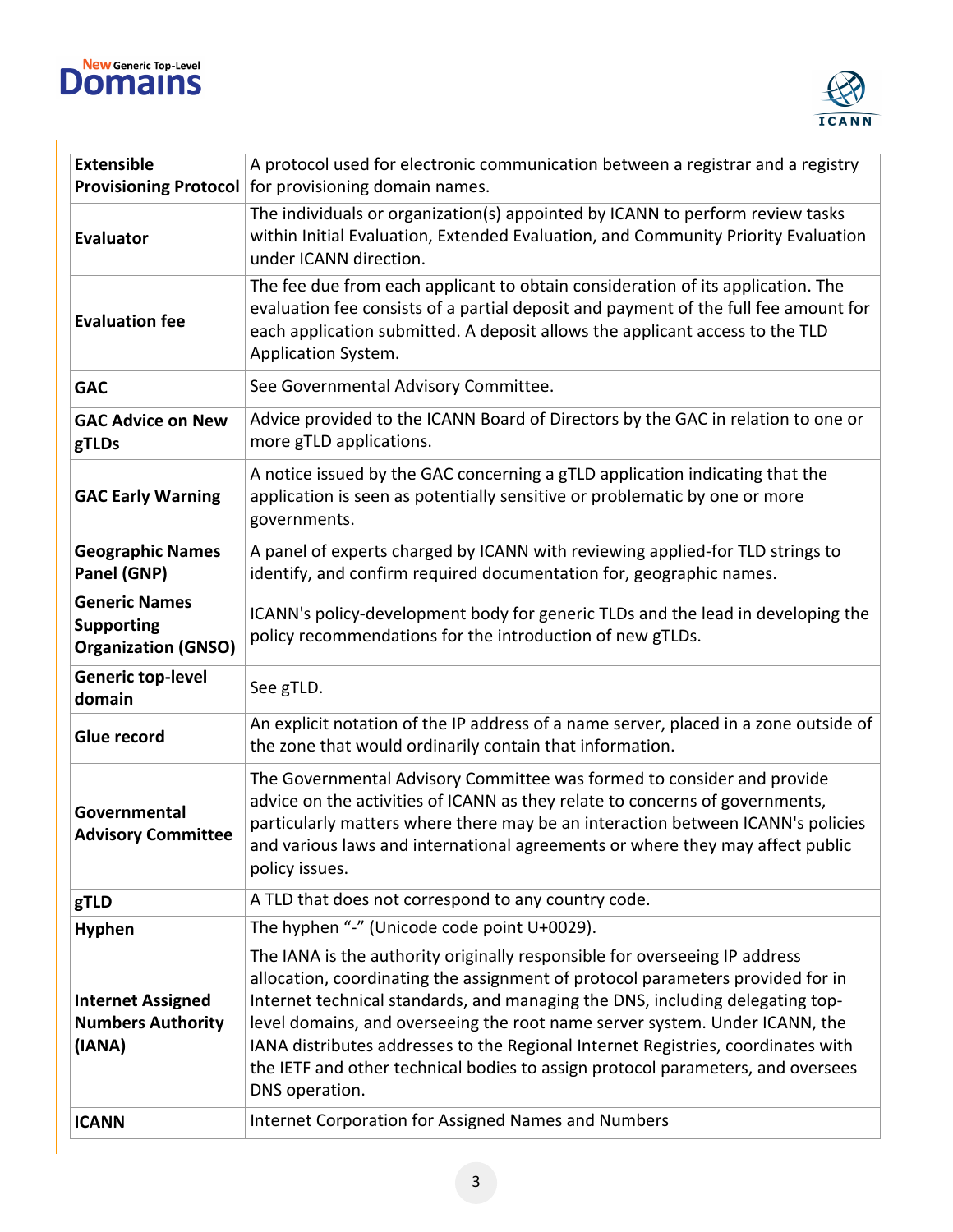| | |
|---|---|
| **Extensible Provisioning Protocol** | A protocol used for electronic communication between a registrar and a registry for provisioning domain names. |
| **Evaluator** | The individuals or organization(s) appointed by ICANN to perform review tasks within Initial Evaluation, Extended Evaluation, and Community Priority Evaluation under ICANN direction. |
| **Evaluation fee** | The fee due from each applicant to obtain consideration of its application. The evaluation fee consists of a partial deposit and payment of the full fee amount for each application submitted. A deposit allows the applicant access to the TLD Application System. |
| **GAC** | See Governmental Advisory Committee. |
| **GAC Advice on New gTLDs** | Advice provided to the ICANN Board of Directors by the GAC in relation to one or more gTLD applications. |
| **GAC Early Warning** | A notice issued by the GAC concerning a gTLD application indicating that the application is seen as potentially sensitive or problematic by one or more governments. |
| **Geographic Names Panel (GNP)** | A panel of experts charged by ICANN with reviewing applied-for TLD strings to identify, and confirm required documentation for, geographic names. |
| **Generic Names Supporting Organization (GNSO)** | ICANN's policy-development body for generic TLDs and the lead in developing the policy recommendations for the introduction of new gTLDs. |
| **Generic top-level domain** | See gTLD. |
| **Glue record** | An explicit notation of the IP address of a name server, placed in a zone outside of the zone that would ordinarily contain that information. |
| **Governmental Advisory Committee** | The Governmental Advisory Committee was formed to consider and provide advice on the activities of ICANN as they relate to concerns of governments, particularly matters where there may be an interaction between ICANN's policies and various laws and international agreements or where they may affect public policy issues. |
| **gTLD** | A TLD that does not correspond to any country code. |
| **Hyphen** | The hyphen "-" (Unicode code point U+0029). |
| **Internet Assigned Numbers Authority (IANA)** | The IANA is the authority originally responsible for overseeing IP address allocation, coordinating the assignment of protocol parameters provided for in Internet technical standards, and managing the DNS, including delegating top-level domains, and overseeing the root name server system. Under ICANN, the IANA distributes addresses to the Regional Internet Registries, coordinates with the IETF and other technical bodies to assign protocol parameters, and oversees DNS operation. |
| **ICANN** | Internet Corporation for Assigned Names and Numbers |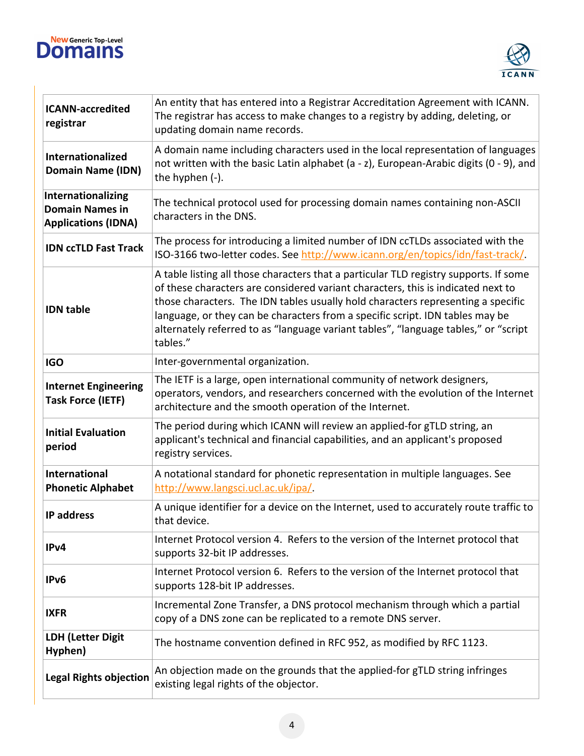| | |
|---|---|
| **ICANN-accredited registrar** | An entity that has entered into a Registrar Accreditation Agreement with ICANN. The registrar has access to make changes to a registry by adding, deleting, or updating domain name records. |
| **Internationalized Domain Name (IDN)** | A domain name including characters used in the local representation of languages not written with the basic Latin alphabet (a - z), European-Arabic digits (0 - 9), and the hyphen (-). |
| **Internationalizing Domain Names in Applications (IDNA)** | The technical protocol used for processing domain names containing non-ASCII characters in the DNS. |
| **IDN ccTLD Fast Track** | The process for introducing a limited number of IDN ccTLDs associated with the ISO-3166 two-letter codes. See http://www.icann.org/en/topics/idn/fast-track/. |
| **IDN table** | A table listing all those characters that a particular TLD registry supports. If some of these characters are considered variant characters, this is indicated next to those characters. The IDN tables usually hold characters representing a specific language, or they can be characters from a specific script. IDN tables may be alternately referred to as "language variant tables", "language tables," or "script tables." |
| **IGO** | Inter-governmental organization. |
| **Internet Engineering Task Force (IETF)** | The IETF is a large, open international community of network designers, operators, vendors, and researchers concerned with the evolution of the Internet architecture and the smooth operation of the Internet. |
| **Initial Evaluation period** | The period during which ICANN will review an applied-for gTLD string, an applicant's technical and financial capabilities, and an applicant's proposed registry services. |
| **International Phonetic Alphabet** | A notational standard for phonetic representation in multiple languages. See http://www.langsci.ucl.ac.uk/ipa/. |
| **IP address** | A unique identifier for a device on the Internet, used to accurately route traffic to that device. |
| **IPv4** | Internet Protocol version 4. Refers to the version of the Internet protocol that supports 32-bit IP addresses. |
| **IPv6** | Internet Protocol version 6. Refers to the version of the Internet protocol that supports 128-bit IP addresses. |
| **IXFR** | Incremental Zone Transfer, a DNS protocol mechanism through which a partial copy of a DNS zone can be replicated to a remote DNS server. |
| **LDH (Letter Digit Hyphen)** | The hostname convention defined in RFC 952, as modified by RFC 1123. |
| **Legal Rights objection** | An objection made on the grounds that the applied-for gTLD string infringes existing legal rights of the objector. |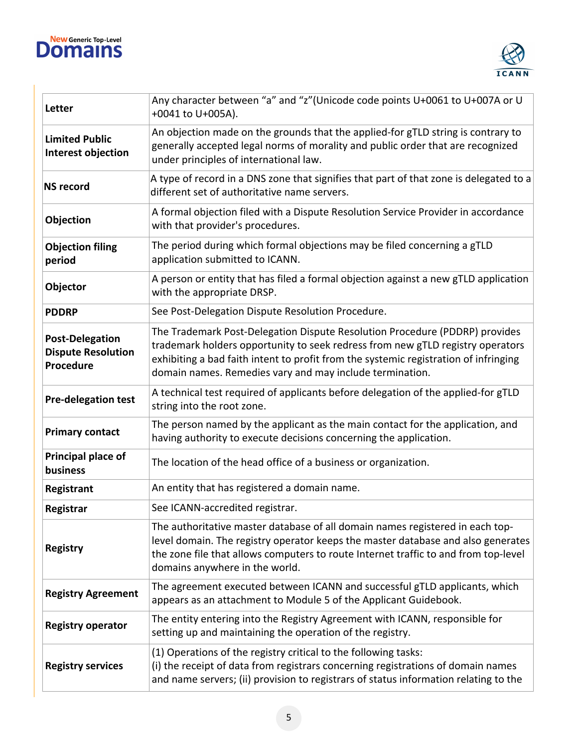| | |
|---|---|
| **Letter** | Any character between “a” and “z”(Unicode code points U+0061 to U+007A or U +0041 to U+005A). |
| **Limited Public Interest objection** | An objection made on the grounds that the applied-for gTLD string is contrary to generally accepted legal norms of morality and public order that are recognized under principles of international law. |
| **NS record** | A type of record in a DNS zone that signifies that part of that zone is delegated to a different set of authoritative name servers. |
| **Objection** | A formal objection filed with a Dispute Resolution Service Provider in accordance with that provider's procedures. |
| **Objection filing period** | The period during which formal objections may be filed concerning a gTLD application submitted to ICANN. |
| **Objector** | A person or entity that has filed a formal objection against a new gTLD application with the appropriate DRSP. |
| **PDDRP** | See Post-Delegation Dispute Resolution Procedure. |
| **Post-Delegation Dispute Resolution Procedure** | The Trademark Post-Delegation Dispute Resolution Procedure (PDDRP) provides trademark holders opportunity to seek redress from new gTLD registry operators exhibiting a bad faith intent to profit from the systemic registration of infringing domain names. Remedies vary and may include termination. |
| **Pre-delegation test** | A technical test required of applicants before delegation of the applied-for gTLD string into the root zone. |
| **Primary contact** | The person named by the applicant as the main contact for the application, and having authority to execute decisions concerning the application. |
| **Principal place of business** | The location of the head office of a business or organization. |
| **Registrant** | An entity that has registered a domain name. |
| **Registrar** | See ICANN-accredited registrar. |
| **Registry** | The authoritative master database of all domain names registered in each top-level domain. The registry operator keeps the master database and also generates the zone file that allows computers to route Internet traffic to and from top-level domains anywhere in the world. |
| **Registry Agreement** | The agreement executed between ICANN and successful gTLD applicants, which appears as an attachment to Module 5 of the Applicant Guidebook. |
| **Registry operator** | The entity entering into the Registry Agreement with ICANN, responsible for setting up and maintaining the operation of the registry. |
| **Registry services** | (1) Operations of the registry critical to the following tasks: (i) the receipt of data from registrars concerning registrations of domain names and name servers; (ii) provision to registrars of status information relating to the |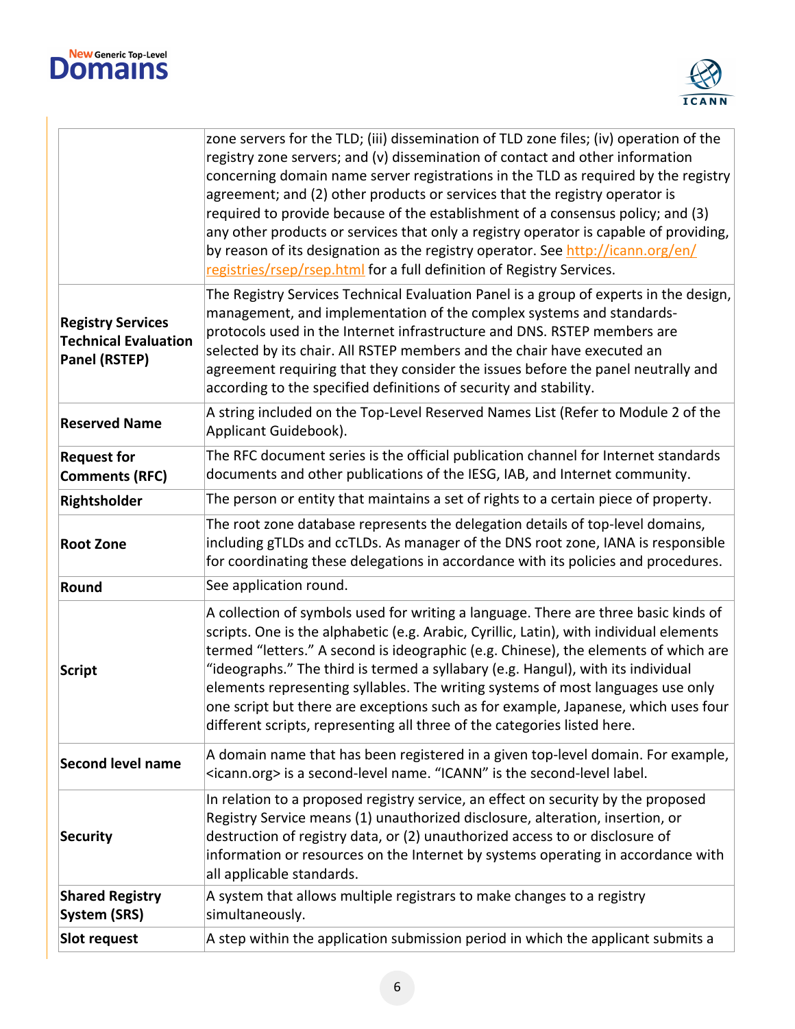| | |
|---|---|
| | zone servers for the TLD; (iii) dissemination of TLD zone files; (iv) operation of the registry zone servers; and (v) dissemination of contact and other information concerning domain name server registrations in the TLD as required by the registry agreement; and (2) other products or services that the registry operator is required to provide because of the establishment of a consensus policy; and (3) any other products or services that only a registry operator is capable of providing, by reason of its designation as the registry operator. See http://icann.org/en/registries/rsep/rsep.html for a full definition of Registry Services. |
| **Registry Services Technical Evaluation Panel (RSTEP)** | The Registry Services Technical Evaluation Panel is a group of experts in the design, management, and implementation of the complex systems and standards-protocols used in the Internet infrastructure and DNS. RSTEP members are selected by its chair. All RSTEP members and the chair have executed an agreement requiring that they consider the issues before the panel neutrally and according to the specified definitions of security and stability. |
| **Reserved Name** | A string included on the Top-Level Reserved Names List (Refer to Module 2 of the Applicant Guidebook). |
| **Request for Comments (RFC)** | The RFC document series is the official publication channel for Internet standards documents and other publications of the IESG, IAB, and Internet community. |
| **Rightsholder** | The person or entity that maintains a set of rights to a certain piece of property. |
| **Root Zone** | The root zone database represents the delegation details of top-level domains, including gTLDs and ccTLDs. As manager of the DNS root zone, IANA is responsible for coordinating these delegations in accordance with its policies and procedures. |
| **Round** | See application round. |
| **Script** | A collection of symbols used for writing a language. There are three basic kinds of scripts. One is the alphabetic (e.g. Arabic, Cyrillic, Latin), with individual elements termed "letters." A second is ideographic (e.g. Chinese), the elements of which are "ideographs." The third is termed a syllabary (e.g. Hangul), with its individual elements representing syllables. The writing systems of most languages use only one script but there are exceptions such as for example, Japanese, which uses four different scripts, representing all three of the categories listed here. |
| **Second level name** | A domain name that has been registered in a given top-level domain. For example, <icann.org> is a second-level name. "ICANN" is the second-level label. |
| **Security** | In relation to a proposed registry service, an effect on security by the proposed Registry Service means (1) unauthorized disclosure, alteration, insertion, or destruction of registry data, or (2) unauthorized access to or disclosure of information or resources on the Internet by systems operating in accordance with all applicable standards. |
| **Shared Registry System (SRS)** | A system that allows multiple registrars to make changes to a registry simultaneously. |
| **Slot request** | A step within the application submission period in which the applicant submits a |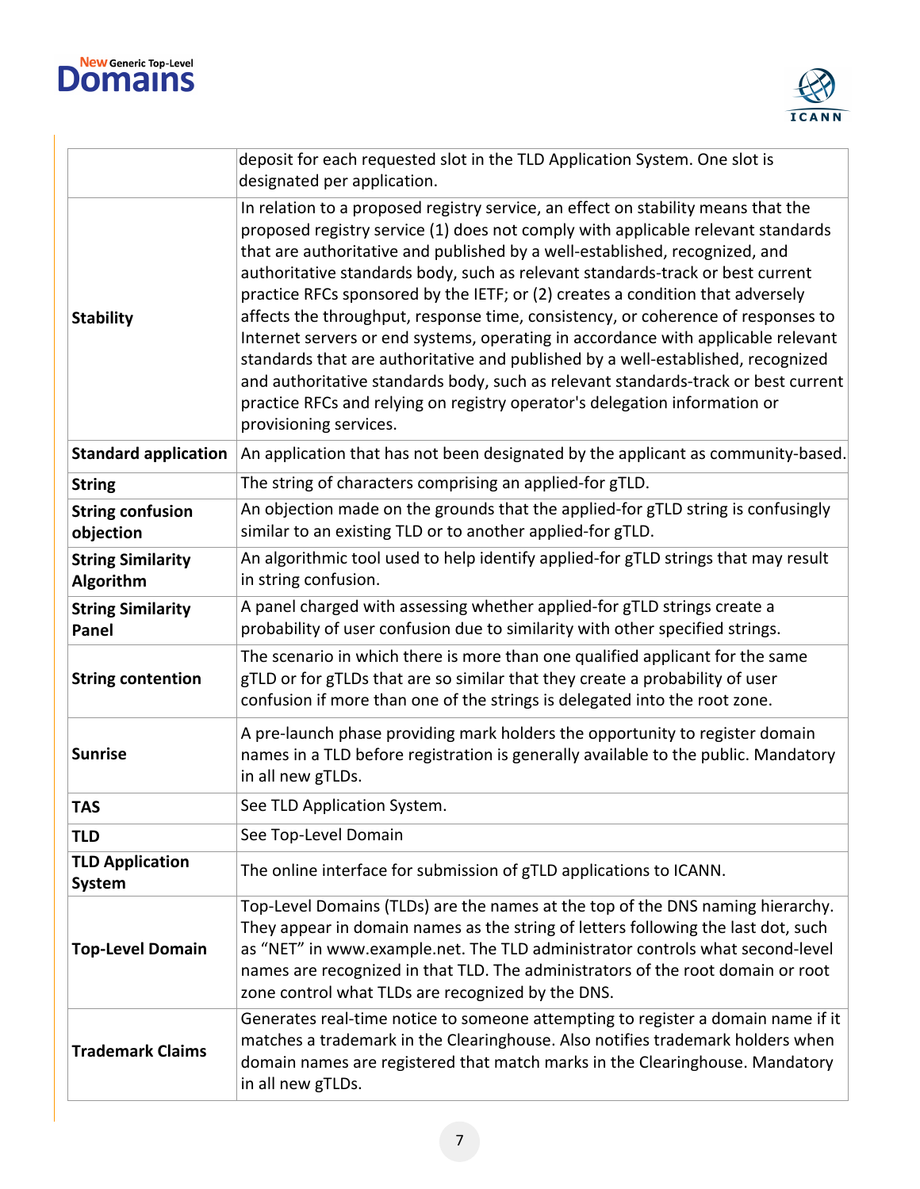| | |
|---|---|
| | deposit for each requested slot in the TLD Application System. One slot is designated per application. |
| **Stability** | In relation to a proposed registry service, an effect on stability means that the proposed registry service (1) does not comply with applicable relevant standards that are authoritative and published by a well-established, recognized, and authoritative standards body, such as relevant standards-track or best current practice RFCs sponsored by the IETF; or (2) creates a condition that adversely affects the throughput, response time, consistency, or coherence of responses to Internet servers or end systems, operating in accordance with applicable relevant standards that are authoritative and published by a well-established, recognized and authoritative standards body, such as relevant standards-track or best current practice RFCs and relying on registry operator's delegation information or provisioning services. |
| **Standard application** | An application that has not been designated by the applicant as community-based. |
| **String** | The string of characters comprising an applied-for gTLD. |
| **String confusion objection** | An objection made on the grounds that the applied-for gTLD string is confusingly similar to an existing TLD or to another applied-for gTLD. |
| **String Similarity Algorithm** | An algorithmic tool used to help identify applied-for gTLD strings that may result in string confusion. |
| **String Similarity Panel** | A panel charged with assessing whether applied-for gTLD strings create a probability of user confusion due to similarity with other specified strings. |
| **String contention** | The scenario in which there is more than one qualified applicant for the same gTLD or for gTLDs that are so similar that they create a probability of user confusion if more than one of the strings is delegated into the root zone. |
| **Sunrise** | A pre-launch phase providing mark holders the opportunity to register domain names in a TLD before registration is generally available to the public. Mandatory in all new gTLDs. |
| **TAS** | See TLD Application System. |
| **TLD** | See Top-Level Domain |
| **TLD Application System** | The online interface for submission of gTLD applications to ICANN. |
| **Top-Level Domain** | Top-Level Domains (TLDs) are the names at the top of the DNS naming hierarchy. They appear in domain names as the string of letters following the last dot, such as "NET" in www.example.net. The TLD administrator controls what second-level names are recognized in that TLD. The administrators of the root domain or root zone control what TLDs are recognized by the DNS. |
| **Trademark Claims** | Generates real-time notice to someone attempting to register a domain name if it matches a trademark in the Clearinghouse. Also notifies trademark holders when domain names are registered that match marks in the Clearinghouse. Mandatory in all new gTLDs. |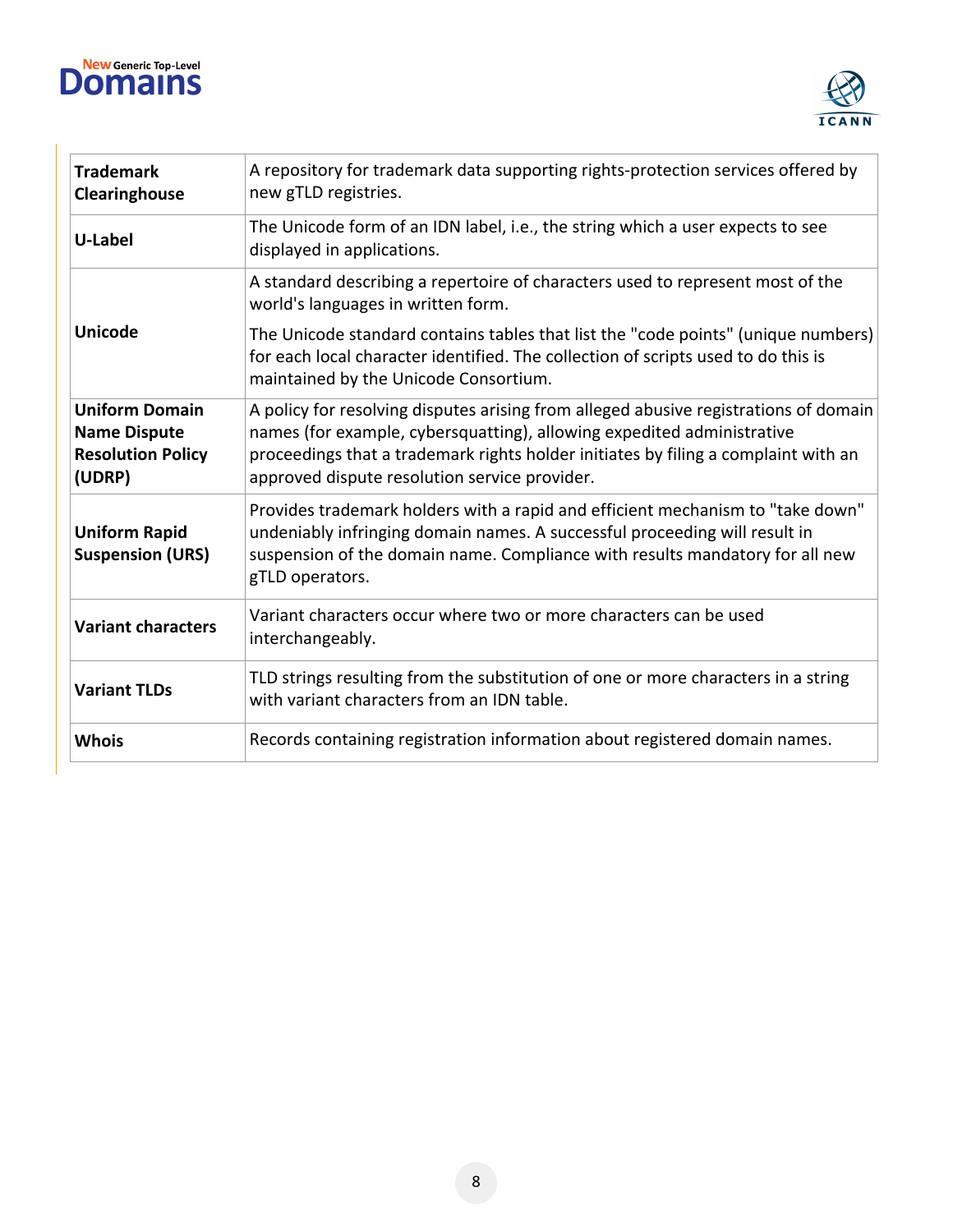| | |
|---|---|
| **Trademark Clearinghouse** | A repository for trademark data supporting rights-protection services offered by new gTLD registries. |
| **U-Label** | The Unicode form of an IDN label, i.e., the string which a user expects to see displayed in applications. |
| **Unicode** | A standard describing a repertoire of characters used to represent most of the world's languages in written form.<br><br>The Unicode standard contains tables that list the "code points" (unique numbers) for each local character identified. The collection of scripts used to do this is maintained by the Unicode Consortium. |
| **Uniform Domain Name Dispute Resolution Policy (UDRP)** | A policy for resolving disputes arising from alleged abusive registrations of domain names (for example, cybersquatting), allowing expedited administrative proceedings that a trademark rights holder initiates by filing a complaint with an approved dispute resolution service provider. |
| **Uniform Rapid Suspension (URS)** | Provides trademark holders with a rapid and efficient mechanism to "take down" undeniably infringing domain names. A successful proceeding will result in suspension of the domain name. Compliance with results mandatory for all new gTLD operators. |
| **Variant characters** | Variant characters occur where two or more characters can be used interchangeably. |
| **Variant TLDs** | TLD strings resulting from the substitution of one or more characters in a string with variant characters from an IDN table. |
| **Whois** | Records containing registration information about registered domain names. |